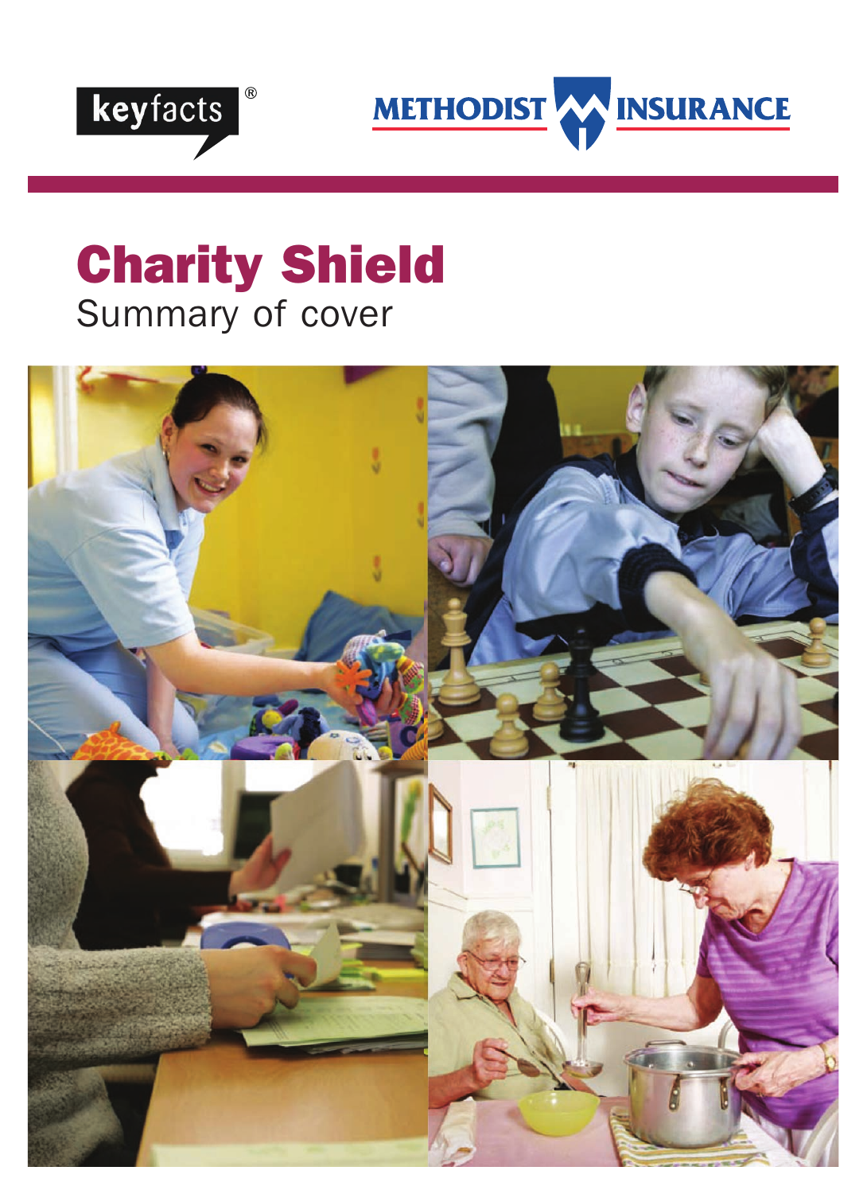keyfacts®

METHODIST INSURANCE

# Charity Shield

## Summary of cover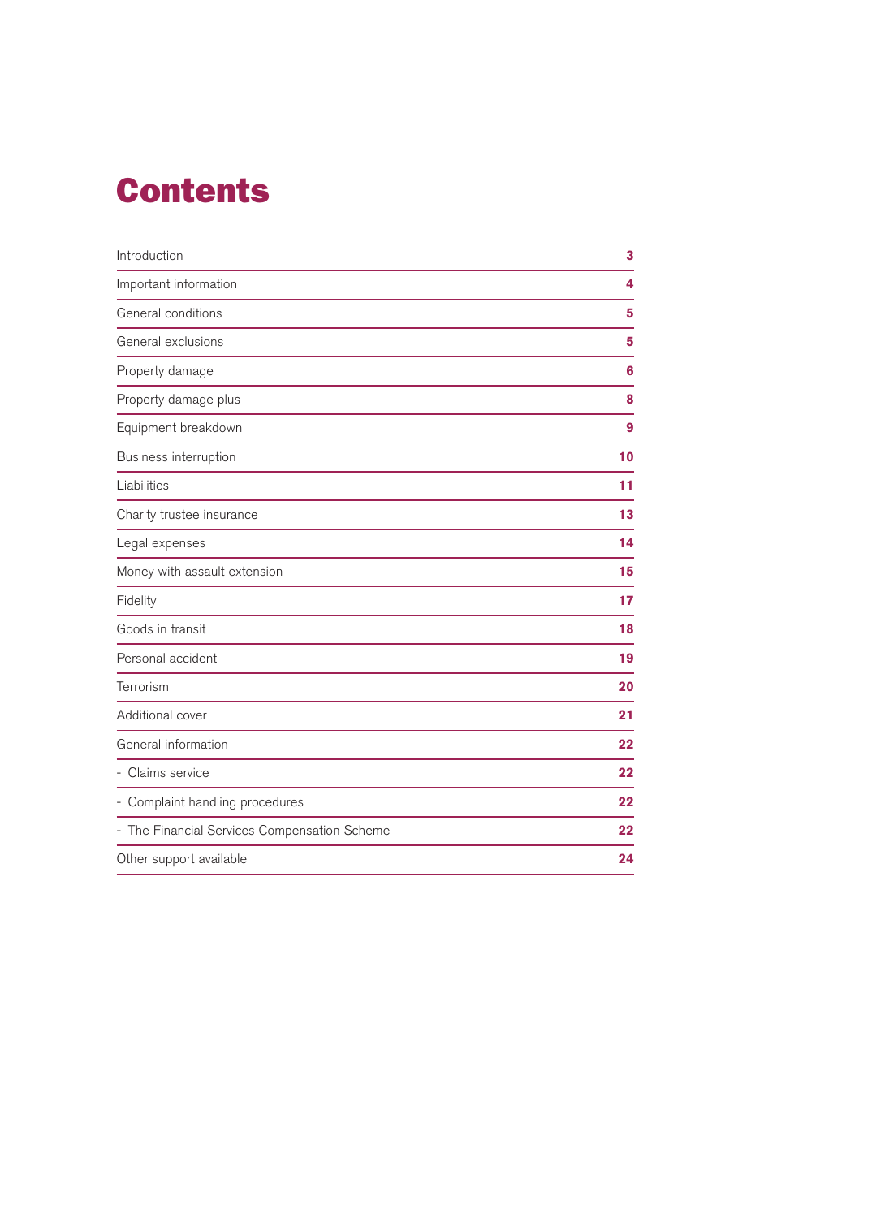# Contents

| | |
|---|---|
| Introduction | 3 |
| Important information | 4 |
| General conditions | 5 |
| General exclusions | 5 |
| Property damage | 6 |
| Property damage plus | 8 |
| Equipment breakdown | 9 |
| Business interruption | 10 |
| Liabilities | 11 |
| Charity trustee insurance | 13 |
| Legal expenses | 14 |
| Money with assault extension | 15 |
| Fidelity | 17 |
| Goods in transit | 18 |
| Personal accident | 19 |
| Terrorism | 20 |
| Additional cover | 21 |
| General information | 22 |
| - Claims service | 22 |
| - Complaint handling procedures | 22 |
| - The Financial Services Compensation Scheme | 22 |
| Other support available | 24 |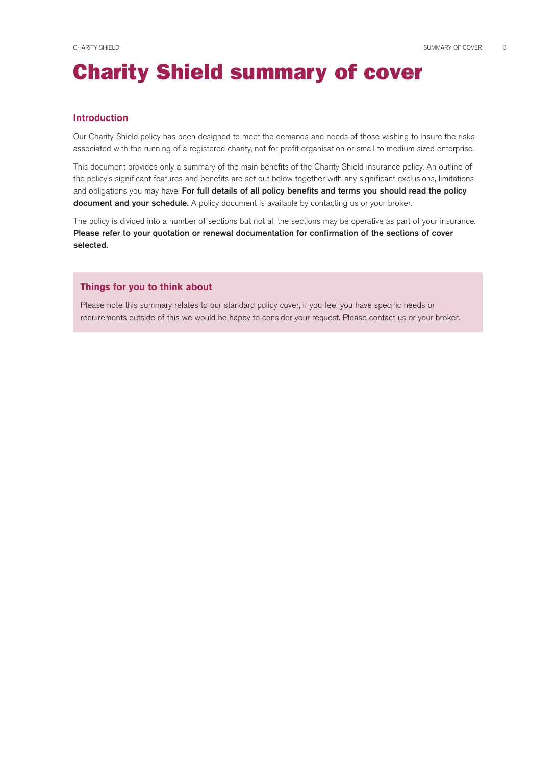# Charity Shield summary of cover

## Introduction

Our Charity Shield policy has been designed to meet the demands and needs of those wishing to insure the risks associated with the running of a registered charity, not for profit organisation or small to medium sized enterprise.

This document provides only a summary of the main benefits of the Charity Shield insurance policy. An outline of the policy's significant features and benefits are set out below together with any significant exclusions, limitations and obligations you may have. **For full details of all policy benefits and terms you should read the policy document and your schedule.** A policy document is available by contacting us or your broker.

The policy is divided into a number of sections but not all the sections may be operative as part of your insurance. **Please refer to your quotation or renewal documentation for confirmation of the sections of cover selected.**

### Things for you to think about

Please note this summary relates to our standard policy cover, if you feel you have specific needs or requirements outside of this we would be happy to consider your request. Please contact us or your broker.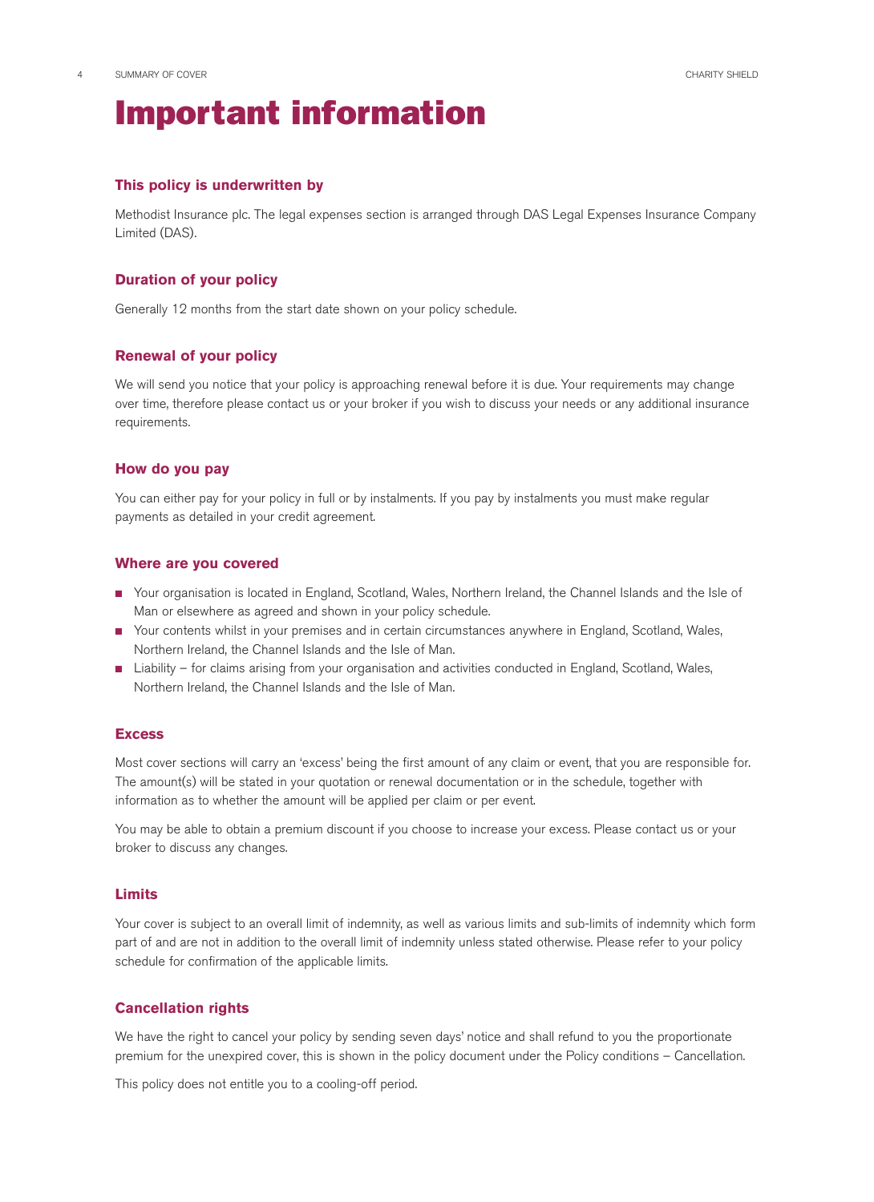# Important information

## This policy is underwritten by

Methodist Insurance plc. The legal expenses section is arranged through DAS Legal Expenses Insurance Company Limited (DAS).

## Duration of your policy

Generally 12 months from the start date shown on your policy schedule.

## Renewal of your policy

We will send you notice that your policy is approaching renewal before it is due. Your requirements may change over time, therefore please contact us or your broker if you wish to discuss your needs or any additional insurance requirements.

## How do you pay

You can either pay for your policy in full or by instalments. If you pay by instalments you must make regular payments as detailed in your credit agreement.

## Where are you covered

- Your organisation is located in England, Scotland, Wales, Northern Ireland, the Channel Islands and the Isle of Man or elsewhere as agreed and shown in your policy schedule.
- Your contents whilst in your premises and in certain circumstances anywhere in England, Scotland, Wales, Northern Ireland, the Channel Islands and the Isle of Man.
- Liability – for claims arising from your organisation and activities conducted in England, Scotland, Wales, Northern Ireland, the Channel Islands and the Isle of Man.

## Excess

Most cover sections will carry an 'excess' being the first amount of any claim or event, that you are responsible for. The amount(s) will be stated in your quotation or renewal documentation or in the schedule, together with information as to whether the amount will be applied per claim or per event.

You may be able to obtain a premium discount if you choose to increase your excess. Please contact us or your broker to discuss any changes.

## Limits

Your cover is subject to an overall limit of indemnity, as well as various limits and sub-limits of indemnity which form part of and are not in addition to the overall limit of indemnity unless stated otherwise. Please refer to your policy schedule for confirmation of the applicable limits.

## Cancellation rights

We have the right to cancel your policy by sending seven days' notice and shall refund to you the proportionate premium for the unexpired cover, this is shown in the policy document under the Policy conditions – Cancellation.

This policy does not entitle you to a cooling-off period.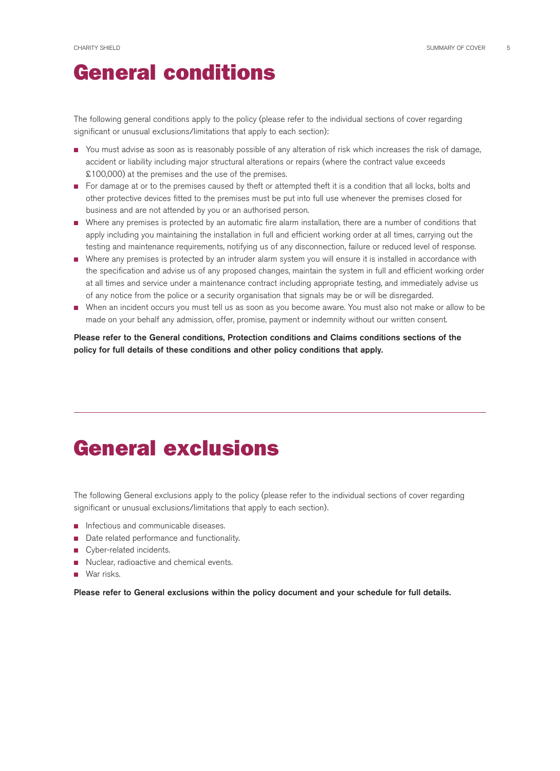# General conditions

The following general conditions apply to the policy (please refer to the individual sections of cover regarding significant or unusual exclusions/limitations that apply to each section):

- You must advise as soon as is reasonably possible of any alteration of risk which increases the risk of damage, accident or liability including major structural alterations or repairs (where the contract value exceeds £100,000) at the premises and the use of the premises.
- For damage at or to the premises caused by theft or attempted theft it is a condition that all locks, bolts and other protective devices fitted to the premises must be put into full use whenever the premises closed for business and are not attended by you or an authorised person.
- Where any premises is protected by an automatic fire alarm installation, there are a number of conditions that apply including you maintaining the installation in full and efficient working order at all times, carrying out the testing and maintenance requirements, notifying us of any disconnection, failure or reduced level of response.
- Where any premises is protected by an intruder alarm system you will ensure it is installed in accordance with the specification and advise us of any proposed changes, maintain the system in full and efficient working order at all times and service under a maintenance contract including appropriate testing, and immediately advise us of any notice from the police or a security organisation that signals may be or will be disregarded.
- When an incident occurs you must tell us as soon as you become aware. You must also not make or allow to be made on your behalf any admission, offer, promise, payment or indemnity without our written consent.

**Please refer to the General conditions, Protection conditions and Claims conditions sections of the policy for full details of these conditions and other policy conditions that apply.**

# General exclusions

The following General exclusions apply to the policy (please refer to the individual sections of cover regarding significant or unusual exclusions/limitations that apply to each section).

- Infectious and communicable diseases.
- Date related performance and functionality.
- Cyber-related incidents.
- Nuclear, radioactive and chemical events.
- War risks.

**Please refer to General exclusions within the policy document and your schedule for full details.**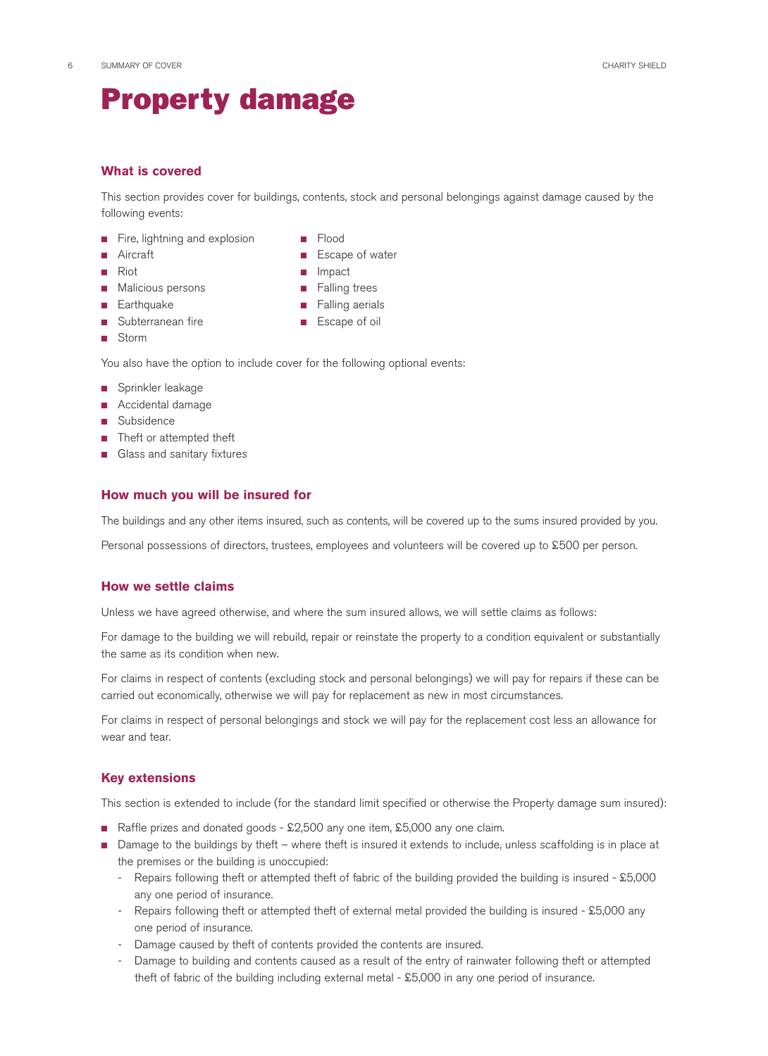# Property damage

## What is covered

This section provides cover for buildings, contents, stock and personal belongings against damage caused by the following events:

- Fire, lightning and explosion
- Aircraft
- Riot
- Malicious persons
- Earthquake
- Subterranean fire
- Storm
- Flood
- Escape of water
- Impact
- Falling trees
- Falling aerials
- Escape of oil

You also have the option to include cover for the following optional events:

- Sprinkler leakage
- Accidental damage
- Subsidence
- Theft or attempted theft
- Glass and sanitary fixtures

## How much you will be insured for

The buildings and any other items insured, such as contents, will be covered up to the sums insured provided by you.

Personal possessions of directors, trustees, employees and volunteers will be covered up to £500 per person.

## How we settle claims

Unless we have agreed otherwise, and where the sum insured allows, we will settle claims as follows:

For damage to the building we will rebuild, repair or reinstate the property to a condition equivalent or substantially the same as its condition when new.

For claims in respect of contents (excluding stock and personal belongings) we will pay for repairs if these can be carried out economically, otherwise we will pay for replacement as new in most circumstances.

For claims in respect of personal belongings and stock we will pay for the replacement cost less an allowance for wear and tear.

## Key extensions

This section is extended to include (for the standard limit specified or otherwise the Property damage sum insured):

- Raffle prizes and donated goods - £2,500 any one item, £5,000 any one claim.
- Damage to the buildings by theft – where theft is insured it extends to include, unless scaffolding is in place at the premises or the building is unoccupied:
  - Repairs following theft or attempted theft of fabric of the building provided the building is insured - £5,000 any one period of insurance.
  - Repairs following theft or attempted theft of external metal provided the building is insured - £5,000 any one period of insurance.
  - Damage caused by theft of contents provided the contents are insured.
  - Damage to building and contents caused as a result of the entry of rainwater following theft or attempted theft of fabric of the building including external metal - £5,000 in any one period of insurance.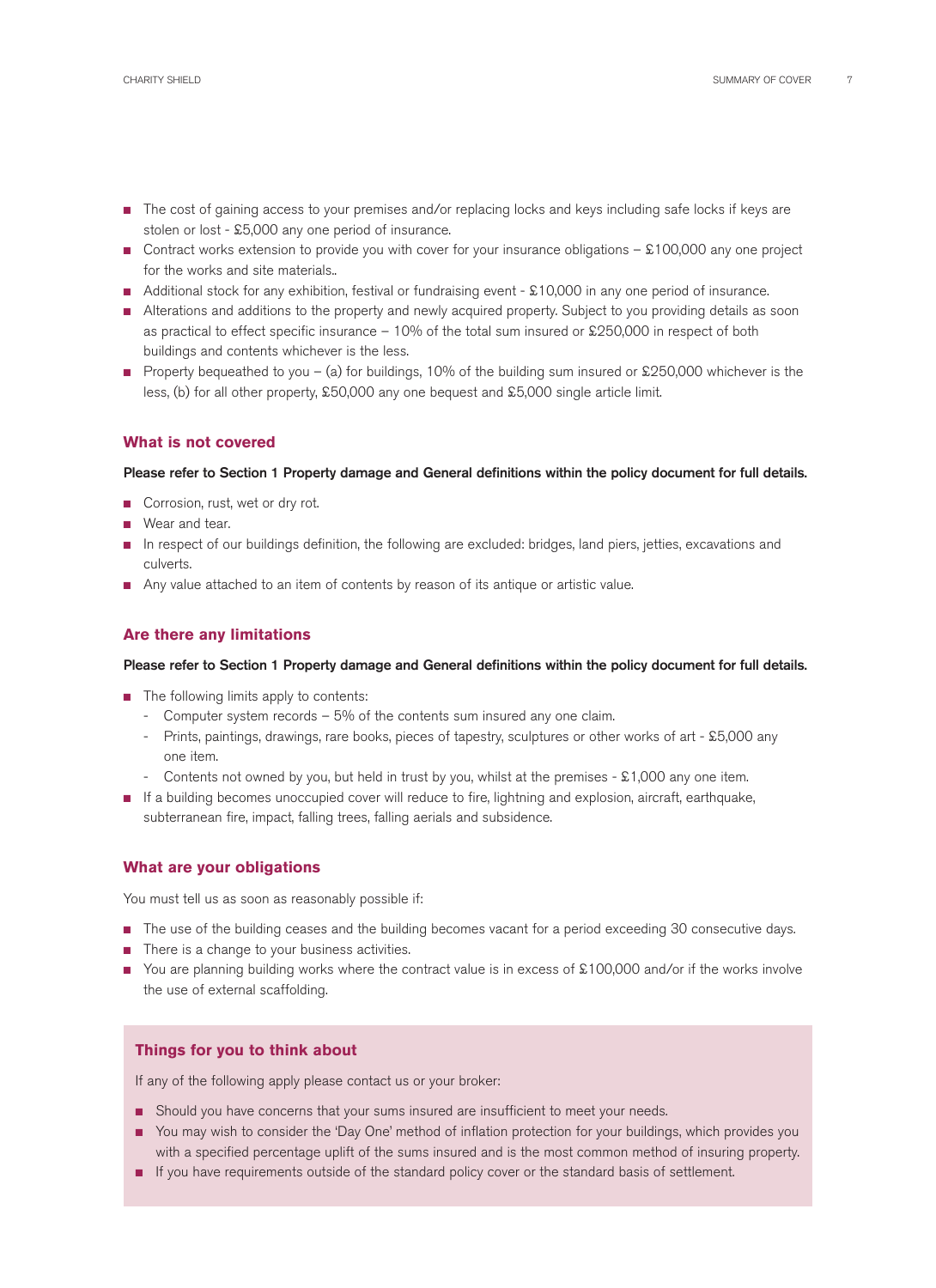- The cost of gaining access to your premises and/or replacing locks and keys including safe locks if keys are stolen or lost - £5,000 any one period of insurance.
- Contract works extension to provide you with cover for your insurance obligations – £100,000 any one project for the works and site materials..
- Additional stock for any exhibition, festival or fundraising event - £10,000 in any one period of insurance.
- Alterations and additions to the property and newly acquired property. Subject to you providing details as soon as practical to effect specific insurance – 10% of the total sum insured or £250,000 in respect of both buildings and contents whichever is the less.
- Property bequeathed to you – (a) for buildings, 10% of the building sum insured or £250,000 whichever is the less, (b) for all other property, £50,000 any one bequest and £5,000 single article limit.

## What is not covered

**Please refer to Section 1 Property damage and General definitions within the policy document for full details.**

- Corrosion, rust, wet or dry rot.
- Wear and tear.
- In respect of our buildings definition, the following are excluded: bridges, land piers, jetties, excavations and culverts.
- Any value attached to an item of contents by reason of its antique or artistic value.

## Are there any limitations

**Please refer to Section 1 Property damage and General definitions within the policy document for full details.**

- The following limits apply to contents:
  - Computer system records – 5% of the contents sum insured any one claim.
  - Prints, paintings, drawings, rare books, pieces of tapestry, sculptures or other works of art - £5,000 any one item.
  - Contents not owned by you, but held in trust by you, whilst at the premises - £1,000 any one item.
- If a building becomes unoccupied cover will reduce to fire, lightning and explosion, aircraft, earthquake, subterranean fire, impact, falling trees, falling aerials and subsidence.

## What are your obligations

You must tell us as soon as reasonably possible if:

- The use of the building ceases and the building becomes vacant for a period exceeding 30 consecutive days.
- There is a change to your business activities.
- You are planning building works where the contract value is in excess of £100,000 and/or if the works involve the use of external scaffolding.

## Things for you to think about

If any of the following apply please contact us or your broker:

- Should you have concerns that your sums insured are insufficient to meet your needs.
- You may wish to consider the 'Day One' method of inflation protection for your buildings, which provides you with a specified percentage uplift of the sums insured and is the most common method of insuring property.
- If you have requirements outside of the standard policy cover or the standard basis of settlement.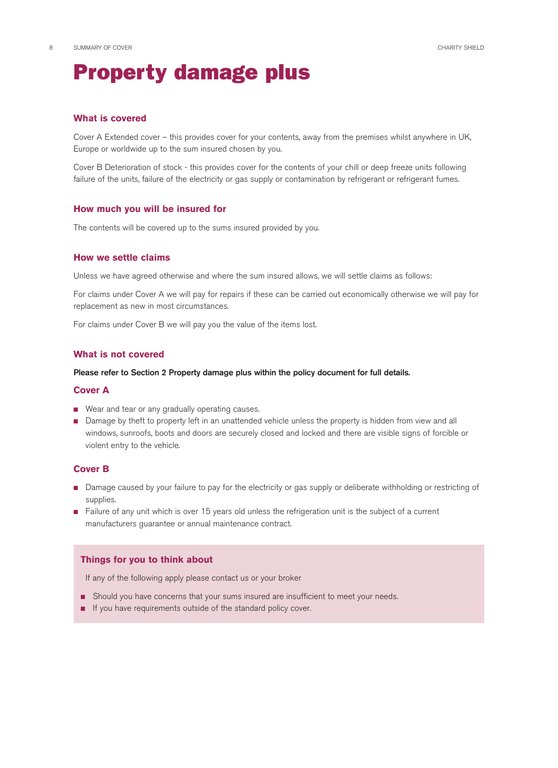# Property damage plus

## What is covered

Cover A Extended cover – this provides cover for your contents, away from the premises whilst anywhere in UK, Europe or worldwide up to the sum insured chosen by you.

Cover B Deterioration of stock - this provides cover for the contents of your chill or deep freeze units following failure of the units, failure of the electricity or gas supply or contamination by refrigerant or refrigerant fumes.

## How much you will be insured for

The contents will be covered up to the sums insured provided by you.

## How we settle claims

Unless we have agreed otherwise and where the sum insured allows, we will settle claims as follows:

For claims under Cover A we will pay for repairs if these can be carried out economically otherwise we will pay for replacement as new in most circumstances.

For claims under Cover B we will pay you the value of the items lost.

## What is not covered

**Please refer to Section 2 Property damage plus within the policy document for full details.**

### Cover A

- Wear and tear or any gradually operating causes.
- Damage by theft to property left in an unattended vehicle unless the property is hidden from view and all windows, sunroofs, boots and doors are securely closed and locked and there are visible signs of forcible or violent entry to the vehicle.

### Cover B

- Damage caused by your failure to pay for the electricity or gas supply or deliberate withholding or restricting of supplies.
- Failure of any unit which is over 15 years old unless the refrigeration unit is the subject of a current manufacturers guarantee or annual maintenance contract.

## Things for you to think about

If any of the following apply please contact us or your broker

- Should you have concerns that your sums insured are insufficient to meet your needs.
- If you have requirements outside of the standard policy cover.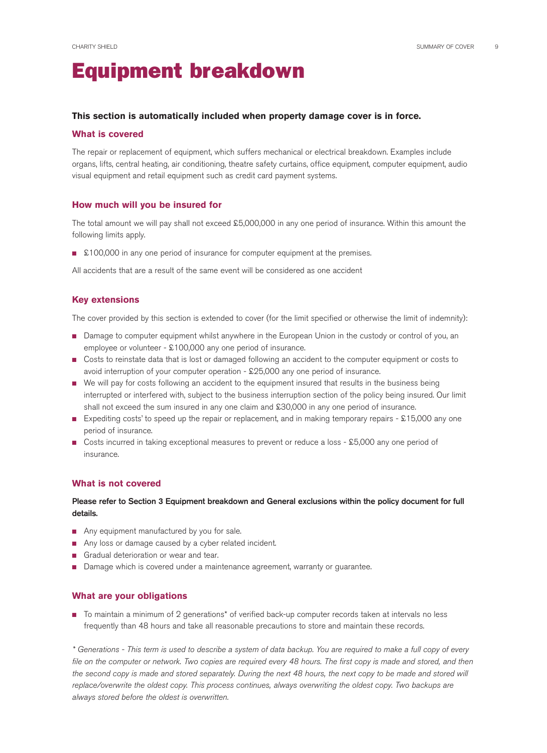# Equipment breakdown

**This section is automatically included when property damage cover is in force.**

## What is covered

The repair or replacement of equipment, which suffers mechanical or electrical breakdown. Examples include organs, lifts, central heating, air conditioning, theatre safety curtains, office equipment, computer equipment, audio visual equipment and retail equipment such as credit card payment systems.

## How much will you be insured for

The total amount we will pay shall not exceed £5,000,000 in any one period of insurance. Within this amount the following limits apply.

- £100,000 in any one period of insurance for computer equipment at the premises.

All accidents that are a result of the same event will be considered as one accident

## Key extensions

The cover provided by this section is extended to cover (for the limit specified or otherwise the limit of indemnity):

- Damage to computer equipment whilst anywhere in the European Union in the custody or control of you, an employee or volunteer - £100,000 any one period of insurance.
- Costs to reinstate data that is lost or damaged following an accident to the computer equipment or costs to avoid interruption of your computer operation - £25,000 any one period of insurance.
- We will pay for costs following an accident to the equipment insured that results in the business being interrupted or interfered with, subject to the business interruption section of the policy being insured. Our limit shall not exceed the sum insured in any one claim and £30,000 in any one period of insurance.
- Expediting costs' to speed up the repair or replacement, and in making temporary repairs - £15,000 any one period of insurance.
- Costs incurred in taking exceptional measures to prevent or reduce a loss - £5,000 any one period of insurance.

## What is not covered

**Please refer to Section 3 Equipment breakdown and General exclusions within the policy document for full details.**

- Any equipment manufactured by you for sale.
- Any loss or damage caused by a cyber related incident.
- Gradual deterioration or wear and tear.
- Damage which is covered under a maintenance agreement, warranty or guarantee.

## What are your obligations

- To maintain a minimum of 2 generations* of verified back-up computer records taken at intervals no less frequently than 48 hours and take all reasonable precautions to store and maintain these records.

*\* Generations - This term is used to describe a system of data backup. You are required to make a full copy of every file on the computer or network. Two copies are required every 48 hours. The first copy is made and stored, and then the second copy is made and stored separately. During the next 48 hours, the next copy to be made and stored will replace/overwrite the oldest copy. This process continues, always overwriting the oldest copy. Two backups are always stored before the oldest is overwritten.*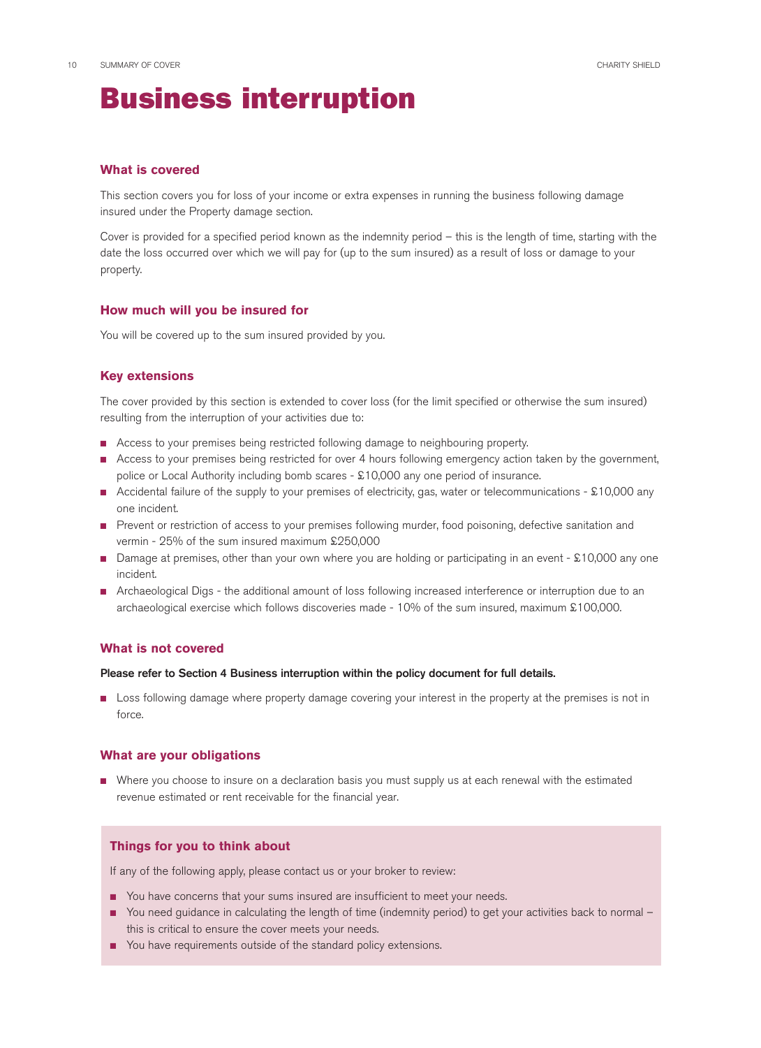# Business interruption

## What is covered

This section covers you for loss of your income or extra expenses in running the business following damage insured under the Property damage section.

Cover is provided for a specified period known as the indemnity period – this is the length of time, starting with the date the loss occurred over which we will pay for (up to the sum insured) as a result of loss or damage to your property.

## How much will you be insured for

You will be covered up to the sum insured provided by you.

## Key extensions

The cover provided by this section is extended to cover loss (for the limit specified or otherwise the sum insured) resulting from the interruption of your activities due to:

- Access to your premises being restricted following damage to neighbouring property.
- Access to your premises being restricted for over 4 hours following emergency action taken by the government, police or Local Authority including bomb scares - £10,000 any one period of insurance.
- Accidental failure of the supply to your premises of electricity, gas, water or telecommunications - £10,000 any one incident.
- Prevent or restriction of access to your premises following murder, food poisoning, defective sanitation and vermin - 25% of the sum insured maximum £250,000
- Damage at premises, other than your own where you are holding or participating in an event - £10,000 any one incident.
- Archaeological Digs - the additional amount of loss following increased interference or interruption due to an archaeological exercise which follows discoveries made - 10% of the sum insured, maximum £100,000.

## What is not covered

**Please refer to Section 4 Business interruption within the policy document for full details.**

- Loss following damage where property damage covering your interest in the property at the premises is not in force.

## What are your obligations

- Where you choose to insure on a declaration basis you must supply us at each renewal with the estimated revenue estimated or rent receivable for the financial year.

### Things for you to think about

If any of the following apply, please contact us or your broker to review:

- You have concerns that your sums insured are insufficient to meet your needs.
- You need guidance in calculating the length of time (indemnity period) to get your activities back to normal – this is critical to ensure the cover meets your needs.
- You have requirements outside of the standard policy extensions.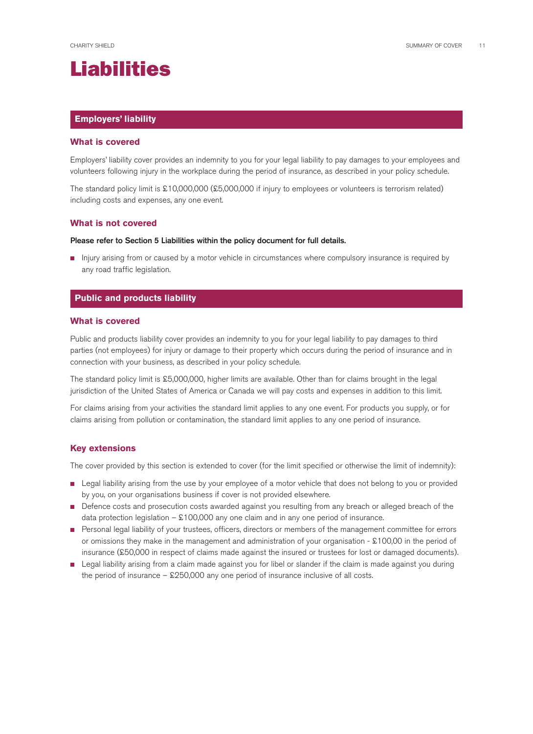# Liabilities

## Employers' liability

### What is covered

Employers' liability cover provides an indemnity to you for your legal liability to pay damages to your employees and volunteers following injury in the workplace during the period of insurance, as described in your policy schedule.

The standard policy limit is £10,000,000 (£5,000,000 if injury to employees or volunteers is terrorism related) including costs and expenses, any one event.

### What is not covered

**Please refer to Section 5 Liabilities within the policy document for full details.**

- Injury arising from or caused by a motor vehicle in circumstances where compulsory insurance is required by any road traffic legislation.

## Public and products liability

### What is covered

Public and products liability cover provides an indemnity to you for your legal liability to pay damages to third parties (not employees) for injury or damage to their property which occurs during the period of insurance and in connection with your business, as described in your policy schedule.

The standard policy limit is £5,000,000, higher limits are available. Other than for claims brought in the legal jurisdiction of the United States of America or Canada we will pay costs and expenses in addition to this limit.

For claims arising from your activities the standard limit applies to any one event. For products you supply, or for claims arising from pollution or contamination, the standard limit applies to any one period of insurance.

### Key extensions

The cover provided by this section is extended to cover (for the limit specified or otherwise the limit of indemnity):

- Legal liability arising from the use by your employee of a motor vehicle that does not belong to you or provided by you, on your organisations business if cover is not provided elsewhere.
- Defence costs and prosecution costs awarded against you resulting from any breach or alleged breach of the data protection legislation – £100,000 any one claim and in any one period of insurance.
- Personal legal liability of your trustees, officers, directors or members of the management committee for errors or omissions they make in the management and administration of your organisation - £100,00 in the period of insurance (£50,000 in respect of claims made against the insured or trustees for lost or damaged documents).
- Legal liability arising from a claim made against you for libel or slander if the claim is made against you during the period of insurance – £250,000 any one period of insurance inclusive of all costs.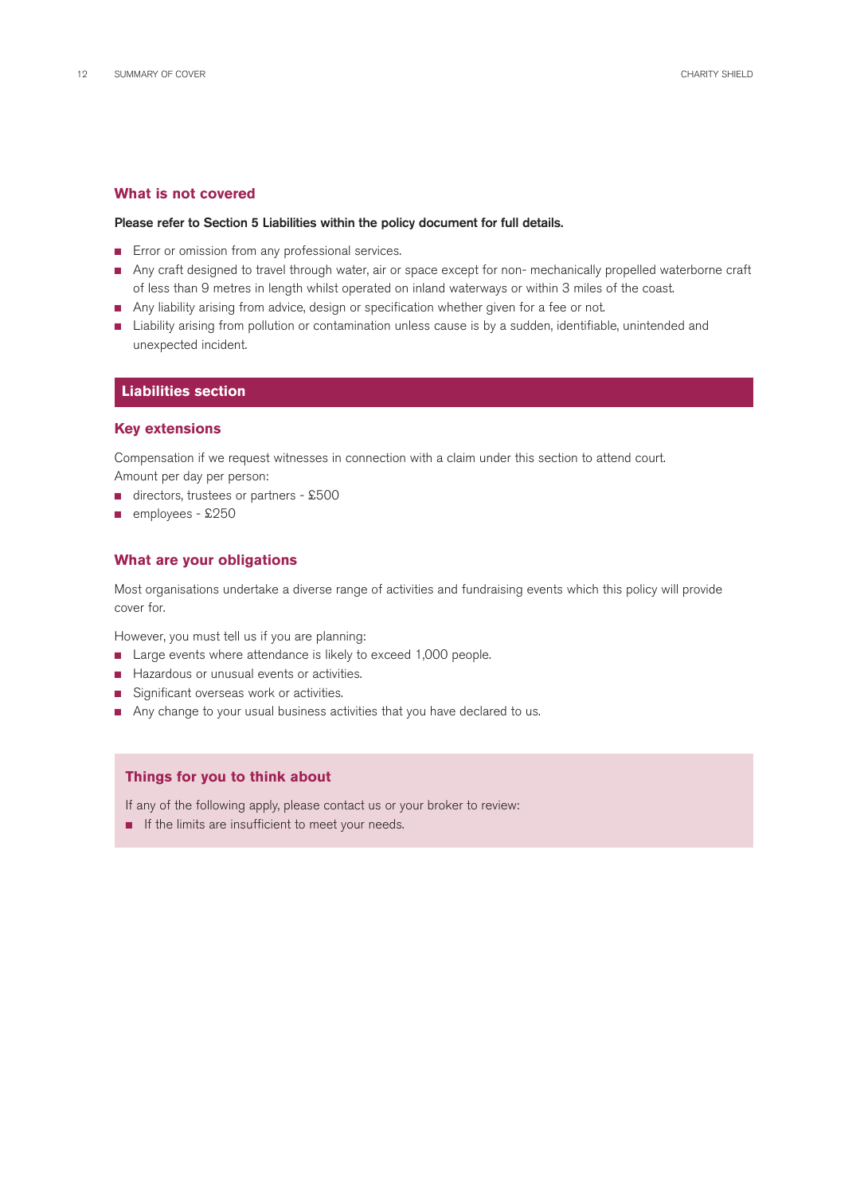## What is not covered

**Please refer to Section 5 Liabilities within the policy document for full details.**

- Error or omission from any professional services.
- Any craft designed to travel through water, air or space except for non- mechanically propelled waterborne craft of less than 9 metres in length whilst operated on inland waterways or within 3 miles of the coast.
- Any liability arising from advice, design or specification whether given for a fee or not.
- Liability arising from pollution or contamination unless cause is by a sudden, identifiable, unintended and unexpected incident.

# Liabilities section

## Key extensions

Compensation if we request witnesses in connection with a claim under this section to attend court.
Amount per day per person:

- directors, trustees or partners - £500
- employees - £250

## What are your obligations

Most organisations undertake a diverse range of activities and fundraising events which this policy will provide cover for.

However, you must tell us if you are planning:

- Large events where attendance is likely to exceed 1,000 people.
- Hazardous or unusual events or activities.
- Significant overseas work or activities.
- Any change to your usual business activities that you have declared to us.

## Things for you to think about

If any of the following apply, please contact us or your broker to review:

- If the limits are insufficient to meet your needs.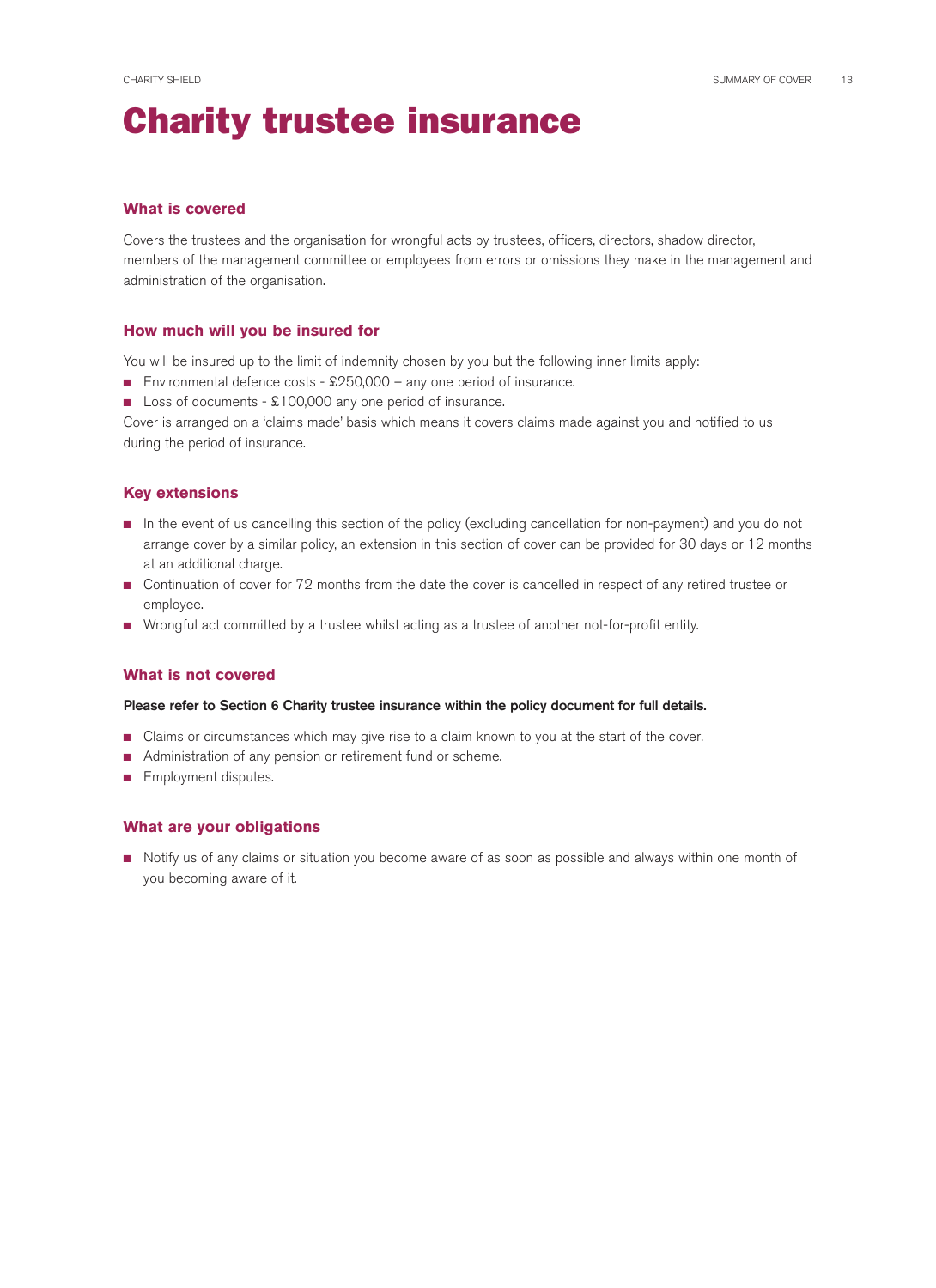# Charity trustee insurance

## What is covered

Covers the trustees and the organisation for wrongful acts by trustees, officers, directors, shadow director, members of the management committee or employees from errors or omissions they make in the management and administration of the organisation.

## How much will you be insured for

You will be insured up to the limit of indemnity chosen by you but the following inner limits apply:

- Environmental defence costs - £250,000 – any one period of insurance.
- Loss of documents - £100,000 any one period of insurance.

Cover is arranged on a 'claims made' basis which means it covers claims made against you and notified to us during the period of insurance.

## Key extensions

- In the event of us cancelling this section of the policy (excluding cancellation for non-payment) and you do not arrange cover by a similar policy, an extension in this section of cover can be provided for 30 days or 12 months at an additional charge.
- Continuation of cover for 72 months from the date the cover is cancelled in respect of any retired trustee or employee.
- Wrongful act committed by a trustee whilst acting as a trustee of another not-for-profit entity.

## What is not covered

**Please refer to Section 6 Charity trustee insurance within the policy document for full details.**

- Claims or circumstances which may give rise to a claim known to you at the start of the cover.
- Administration of any pension or retirement fund or scheme.
- Employment disputes.

## What are your obligations

- Notify us of any claims or situation you become aware of as soon as possible and always within one month of you becoming aware of it.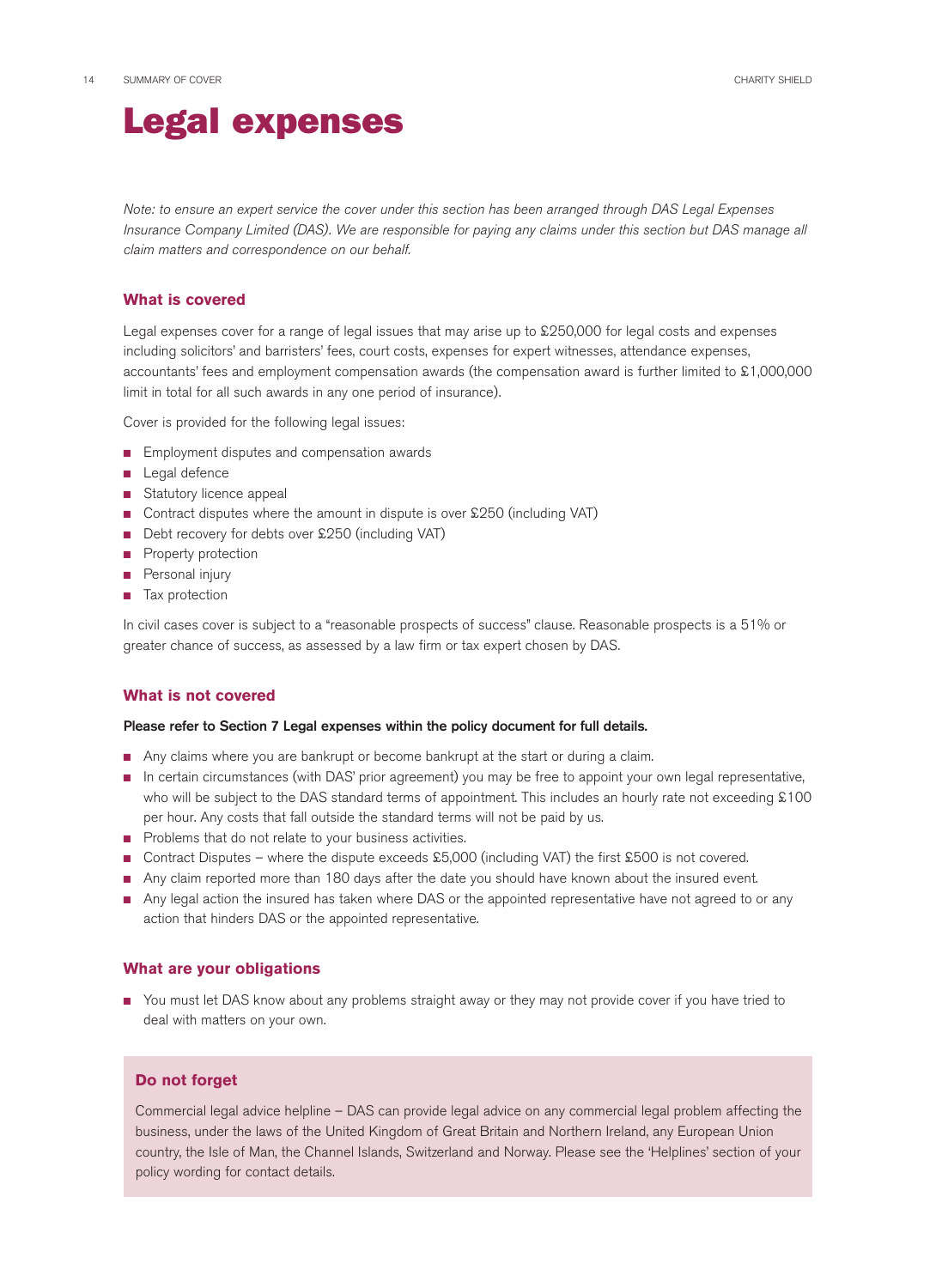# Legal expenses

*Note: to ensure an expert service the cover under this section has been arranged through DAS Legal Expenses Insurance Company Limited (DAS). We are responsible for paying any claims under this section but DAS manage all claim matters and correspondence on our behalf.*

## What is covered

Legal expenses cover for a range of legal issues that may arise up to £250,000 for legal costs and expenses including solicitors' and barristers' fees, court costs, expenses for expert witnesses, attendance expenses, accountants' fees and employment compensation awards (the compensation award is further limited to £1,000,000 limit in total for all such awards in any one period of insurance).

Cover is provided for the following legal issues:

- Employment disputes and compensation awards
- Legal defence
- Statutory licence appeal
- Contract disputes where the amount in dispute is over £250 (including VAT)
- Debt recovery for debts over £250 (including VAT)
- Property protection
- Personal injury
- Tax protection

In civil cases cover is subject to a "reasonable prospects of success" clause. Reasonable prospects is a 51% or greater chance of success, as assessed by a law firm or tax expert chosen by DAS.

## What is not covered

**Please refer to Section 7 Legal expenses within the policy document for full details.**

- Any claims where you are bankrupt or become bankrupt at the start or during a claim.
- In certain circumstances (with DAS' prior agreement) you may be free to appoint your own legal representative, who will be subject to the DAS standard terms of appointment. This includes an hourly rate not exceeding £100 per hour. Any costs that fall outside the standard terms will not be paid by us.
- Problems that do not relate to your business activities.
- Contract Disputes – where the dispute exceeds £5,000 (including VAT) the first £500 is not covered.
- Any claim reported more than 180 days after the date you should have known about the insured event.
- Any legal action the insured has taken where DAS or the appointed representative have not agreed to or any action that hinders DAS or the appointed representative.

## What are your obligations

- You must let DAS know about any problems straight away or they may not provide cover if you have tried to deal with matters on your own.

### Do not forget

Commercial legal advice helpline – DAS can provide legal advice on any commercial legal problem affecting the business, under the laws of the United Kingdom of Great Britain and Northern Ireland, any European Union country, the Isle of Man, the Channel Islands, Switzerland and Norway. Please see the 'Helplines' section of your policy wording for contact details.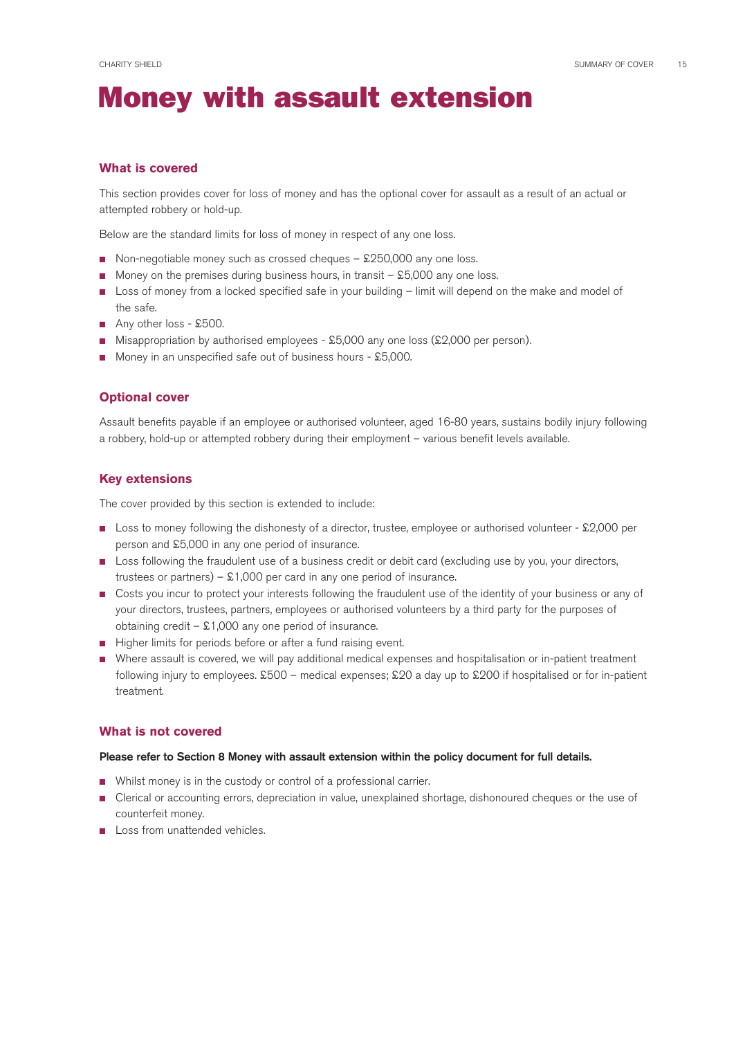# Money with assault extension

## What is covered

This section provides cover for loss of money and has the optional cover for assault as a result of an actual or attempted robbery or hold-up.

Below are the standard limits for loss of money in respect of any one loss.

- Non-negotiable money such as crossed cheques – £250,000 any one loss.
- Money on the premises during business hours, in transit – £5,000 any one loss.
- Loss of money from a locked specified safe in your building – limit will depend on the make and model of the safe.
- Any other loss - £500.
- Misappropriation by authorised employees - £5,000 any one loss (£2,000 per person).
- Money in an unspecified safe out of business hours - £5,000.

## Optional cover

Assault benefits payable if an employee or authorised volunteer, aged 16-80 years, sustains bodily injury following a robbery, hold-up or attempted robbery during their employment – various benefit levels available.

## Key extensions

The cover provided by this section is extended to include:

- Loss to money following the dishonesty of a director, trustee, employee or authorised volunteer - £2,000 per person and £5,000 in any one period of insurance.
- Loss following the fraudulent use of a business credit or debit card (excluding use by you, your directors, trustees or partners) – £1,000 per card in any one period of insurance.
- Costs you incur to protect your interests following the fraudulent use of the identity of your business or any of your directors, trustees, partners, employees or authorised volunteers by a third party for the purposes of obtaining credit – £1,000 any one period of insurance.
- Higher limits for periods before or after a fund raising event.
- Where assault is covered, we will pay additional medical expenses and hospitalisation or in-patient treatment following injury to employees. £500 – medical expenses; £20 a day up to £200 if hospitalised or for in-patient treatment.

## What is not covered

**Please refer to Section 8 Money with assault extension within the policy document for full details.**

- Whilst money is in the custody or control of a professional carrier.
- Clerical or accounting errors, depreciation in value, unexplained shortage, dishonoured cheques or the use of counterfeit money.
- Loss from unattended vehicles.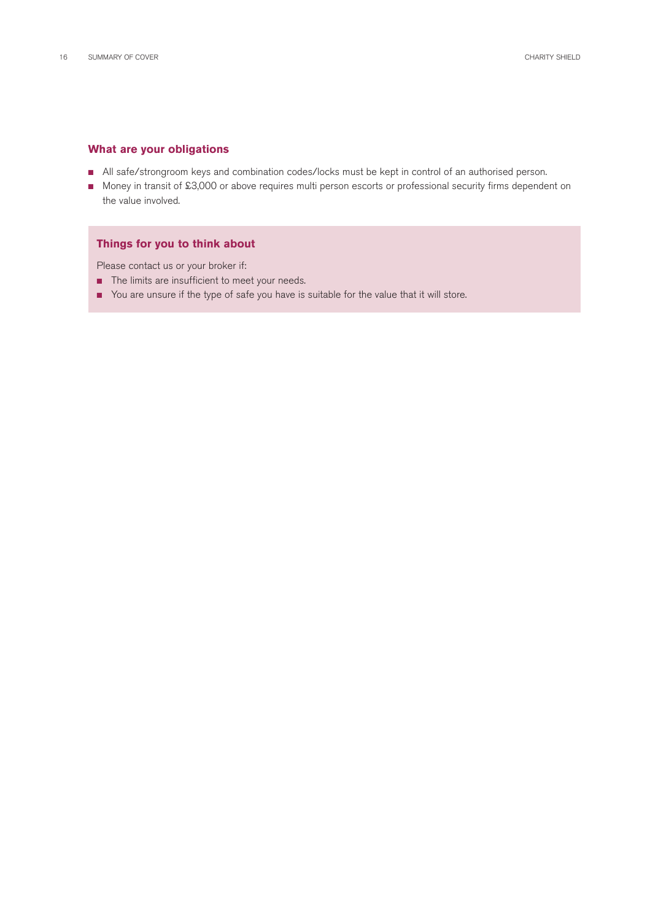### What are your obligations

- All safe/strongroom keys and combination codes/locks must be kept in control of an authorised person.
- Money in transit of £3,000 or above requires multi person escorts or professional security firms dependent on the value involved.

### Things for you to think about

Please contact us or your broker if:

- The limits are insufficient to meet your needs.
- You are unsure if the type of safe you have is suitable for the value that it will store.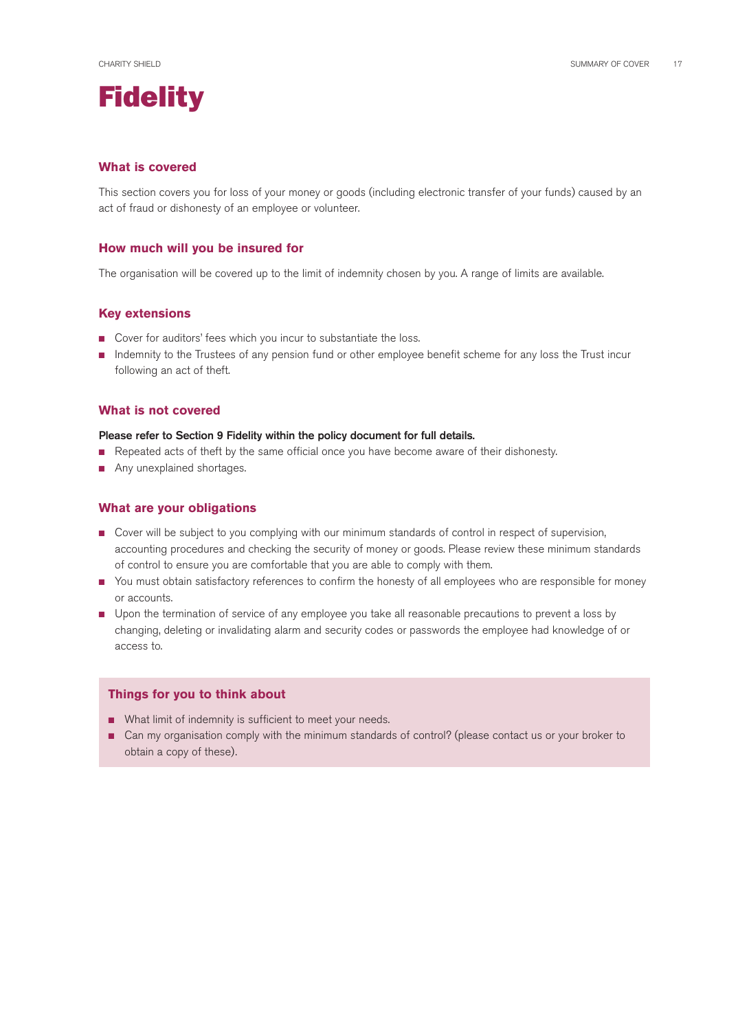# Fidelity

## What is covered

This section covers you for loss of your money or goods (including electronic transfer of your funds) caused by an act of fraud or dishonesty of an employee or volunteer.

## How much will you be insured for

The organisation will be covered up to the limit of indemnity chosen by you. A range of limits are available.

## Key extensions

- Cover for auditors' fees which you incur to substantiate the loss.
- Indemnity to the Trustees of any pension fund or other employee benefit scheme for any loss the Trust incur following an act of theft.

## What is not covered

**Please refer to Section 9 Fidelity within the policy document for full details.**

- Repeated acts of theft by the same official once you have become aware of their dishonesty.
- Any unexplained shortages.

## What are your obligations

- Cover will be subject to you complying with our minimum standards of control in respect of supervision, accounting procedures and checking the security of money or goods. Please review these minimum standards of control to ensure you are comfortable that you are able to comply with them.
- You must obtain satisfactory references to confirm the honesty of all employees who are responsible for money or accounts.
- Upon the termination of service of any employee you take all reasonable precautions to prevent a loss by changing, deleting or invalidating alarm and security codes or passwords the employee had knowledge of or access to.

## Things for you to think about

- What limit of indemnity is sufficient to meet your needs.
- Can my organisation comply with the minimum standards of control? (please contact us or your broker to obtain a copy of these).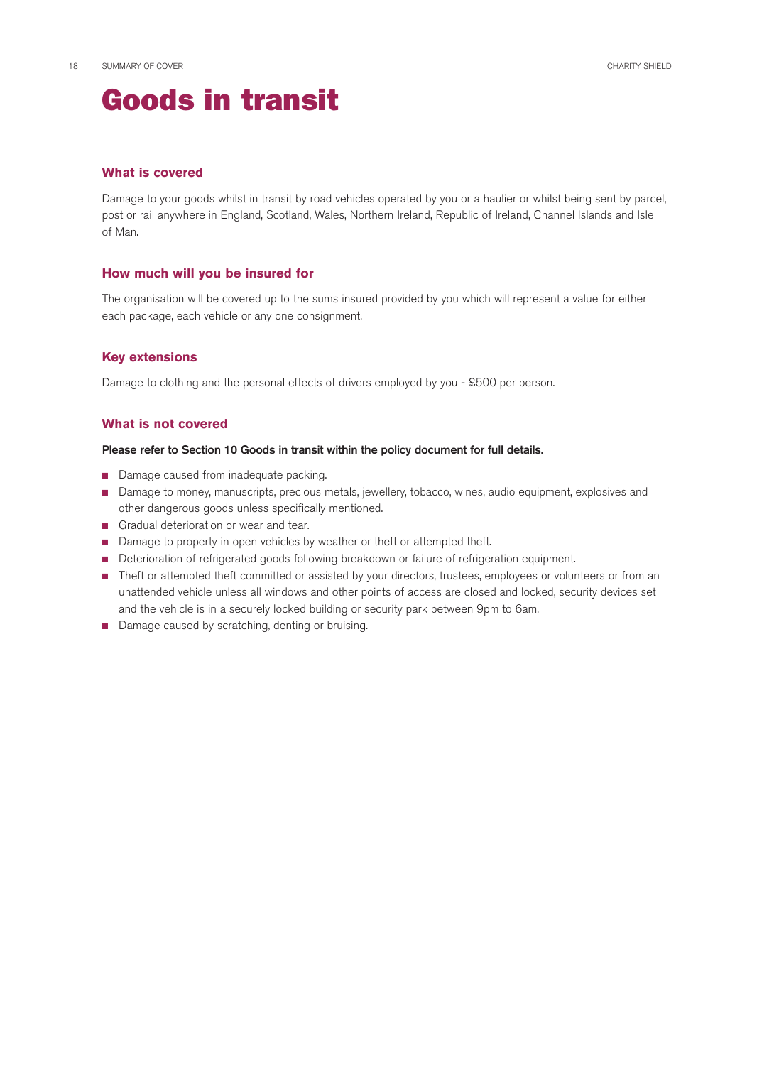# Goods in transit

## What is covered

Damage to your goods whilst in transit by road vehicles operated by you or a haulier or whilst being sent by parcel, post or rail anywhere in England, Scotland, Wales, Northern Ireland, Republic of Ireland, Channel Islands and Isle of Man.

## How much will you be insured for

The organisation will be covered up to the sums insured provided by you which will represent a value for either each package, each vehicle or any one consignment.

## Key extensions

Damage to clothing and the personal effects of drivers employed by you - £500 per person.

## What is not covered

**Please refer to Section 10 Goods in transit within the policy document for full details.**

- Damage caused from inadequate packing.
- Damage to money, manuscripts, precious metals, jewellery, tobacco, wines, audio equipment, explosives and other dangerous goods unless specifically mentioned.
- Gradual deterioration or wear and tear.
- Damage to property in open vehicles by weather or theft or attempted theft.
- Deterioration of refrigerated goods following breakdown or failure of refrigeration equipment.
- Theft or attempted theft committed or assisted by your directors, trustees, employees or volunteers or from an unattended vehicle unless all windows and other points of access are closed and locked, security devices set and the vehicle is in a securely locked building or security park between 9pm to 6am.
- Damage caused by scratching, denting or bruising.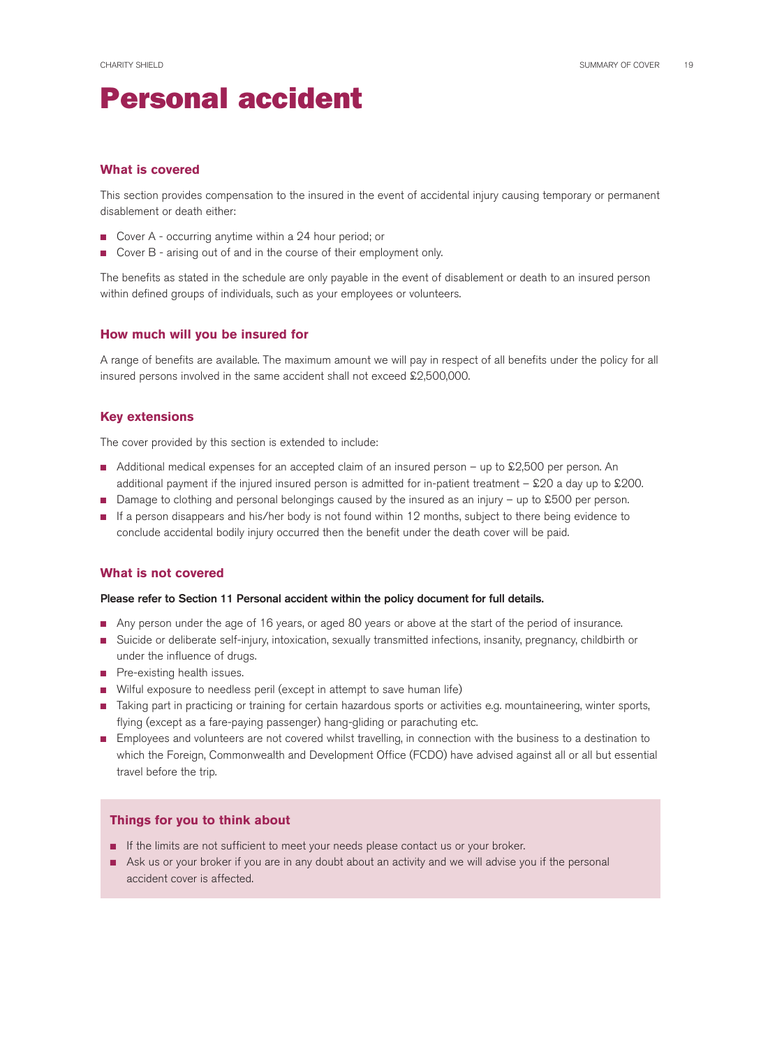# Personal accident

## What is covered

This section provides compensation to the insured in the event of accidental injury causing temporary or permanent disablement or death either:

- Cover A - occurring anytime within a 24 hour period; or
- Cover B - arising out of and in the course of their employment only.

The benefits as stated in the schedule are only payable in the event of disablement or death to an insured person within defined groups of individuals, such as your employees or volunteers.

## How much will you be insured for

A range of benefits are available. The maximum amount we will pay in respect of all benefits under the policy for all insured persons involved in the same accident shall not exceed £2,500,000.

## Key extensions

The cover provided by this section is extended to include:

- Additional medical expenses for an accepted claim of an insured person – up to £2,500 per person. An additional payment if the injured insured person is admitted for in-patient treatment – £20 a day up to £200.
- Damage to clothing and personal belongings caused by the insured as an injury – up to £500 per person.
- If a person disappears and his/her body is not found within 12 months, subject to there being evidence to conclude accidental bodily injury occurred then the benefit under the death cover will be paid.

## What is not covered

**Please refer to Section 11 Personal accident within the policy document for full details.**

- Any person under the age of 16 years, or aged 80 years or above at the start of the period of insurance.
- Suicide or deliberate self-injury, intoxication, sexually transmitted infections, insanity, pregnancy, childbirth or under the influence of drugs.
- Pre-existing health issues.
- Wilful exposure to needless peril (except in attempt to save human life)
- Taking part in practicing or training for certain hazardous sports or activities e.g. mountaineering, winter sports, flying (except as a fare-paying passenger) hang-gliding or parachuting etc.
- Employees and volunteers are not covered whilst travelling, in connection with the business to a destination to which the Foreign, Commonwealth and Development Office (FCDO) have advised against all or all but essential travel before the trip.

## Things for you to think about

- If the limits are not sufficient to meet your needs please contact us or your broker.
- Ask us or your broker if you are in any doubt about an activity and we will advise you if the personal accident cover is affected.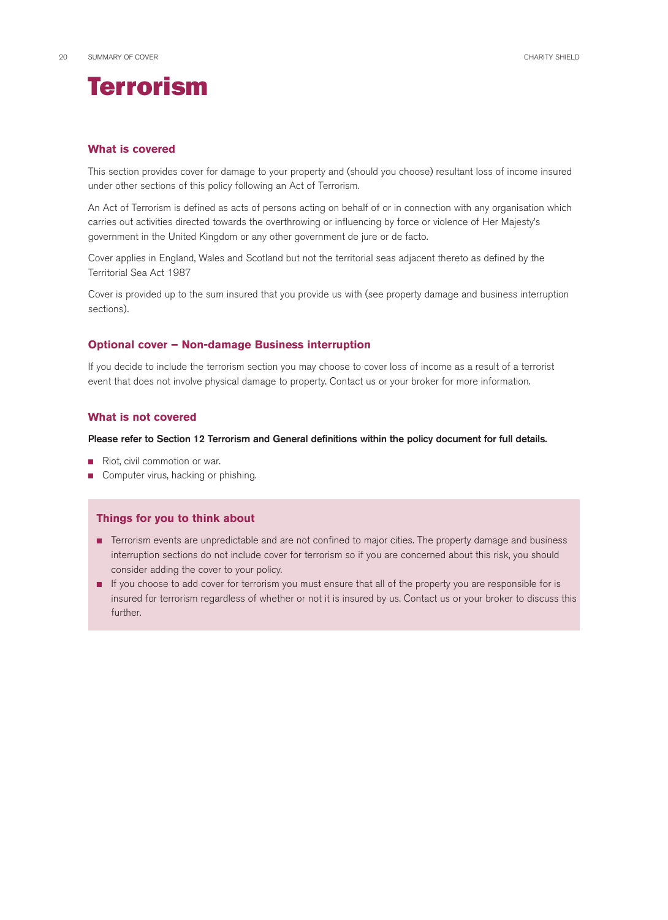# Terrorism

## What is covered

This section provides cover for damage to your property and (should you choose) resultant loss of income insured under other sections of this policy following an Act of Terrorism.

An Act of Terrorism is defined as acts of persons acting on behalf of or in connection with any organisation which carries out activities directed towards the overthrowing or influencing by force or violence of Her Majesty's government in the United Kingdom or any other government de jure or de facto.

Cover applies in England, Wales and Scotland but not the territorial seas adjacent thereto as defined by the Territorial Sea Act 1987

Cover is provided up to the sum insured that you provide us with (see property damage and business interruption sections).

## Optional cover – Non-damage Business interruption

If you decide to include the terrorism section you may choose to cover loss of income as a result of a terrorist event that does not involve physical damage to property. Contact us or your broker for more information.

## What is not covered

**Please refer to Section 12 Terrorism and General definitions within the policy document for full details.**

- Riot, civil commotion or war.
- Computer virus, hacking or phishing.

### Things for you to think about

- Terrorism events are unpredictable and are not confined to major cities. The property damage and business interruption sections do not include cover for terrorism so if you are concerned about this risk, you should consider adding the cover to your policy.
- If you choose to add cover for terrorism you must ensure that all of the property you are responsible for is insured for terrorism regardless of whether or not it is insured by us. Contact us or your broker to discuss this further.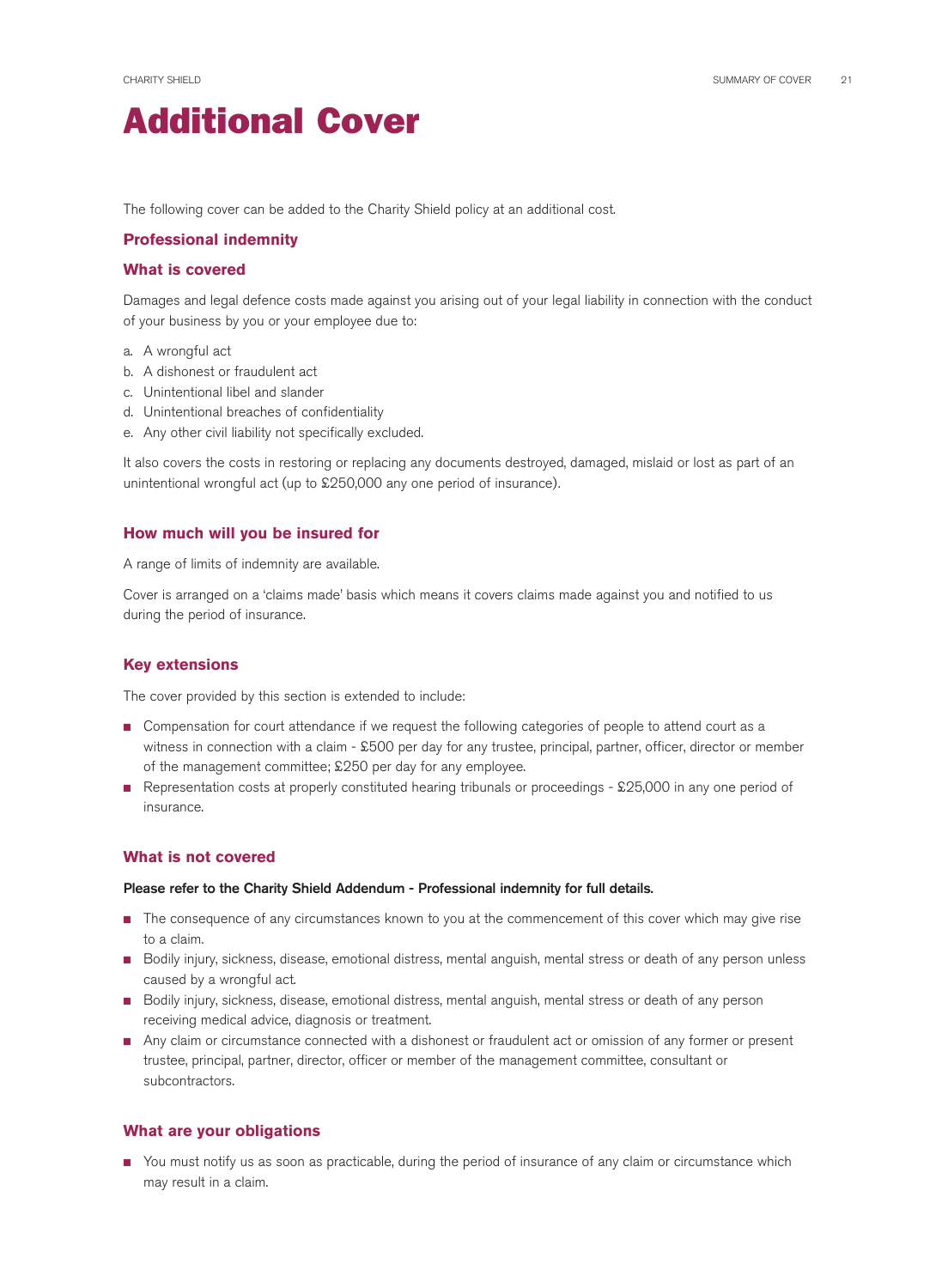# Additional Cover

The following cover can be added to the Charity Shield policy at an additional cost.

## Professional indemnity

### What is covered

Damages and legal defence costs made against you arising out of your legal liability in connection with the conduct of your business by you or your employee due to:

a. A wrongful act
b. A dishonest or fraudulent act
c. Unintentional libel and slander
d. Unintentional breaches of confidentiality
e. Any other civil liability not specifically excluded.

It also covers the costs in restoring or replacing any documents destroyed, damaged, mislaid or lost as part of an unintentional wrongful act (up to £250,000 any one period of insurance).

### How much will you be insured for

A range of limits of indemnity are available.

Cover is arranged on a 'claims made' basis which means it covers claims made against you and notified to us during the period of insurance.

### Key extensions

The cover provided by this section is extended to include:

- Compensation for court attendance if we request the following categories of people to attend court as a witness in connection with a claim - £500 per day for any trustee, principal, partner, officer, director or member of the management committee; £250 per day for any employee.
- Representation costs at properly constituted hearing tribunals or proceedings - £25,000 in any one period of insurance.

### What is not covered

**Please refer to the Charity Shield Addendum - Professional indemnity for full details.**

- The consequence of any circumstances known to you at the commencement of this cover which may give rise to a claim.
- Bodily injury, sickness, disease, emotional distress, mental anguish, mental stress or death of any person unless caused by a wrongful act.
- Bodily injury, sickness, disease, emotional distress, mental anguish, mental stress or death of any person receiving medical advice, diagnosis or treatment.
- Any claim or circumstance connected with a dishonest or fraudulent act or omission of any former or present trustee, principal, partner, director, officer or member of the management committee, consultant or subcontractors.

### What are your obligations

- You must notify us as soon as practicable, during the period of insurance of any claim or circumstance which may result in a claim.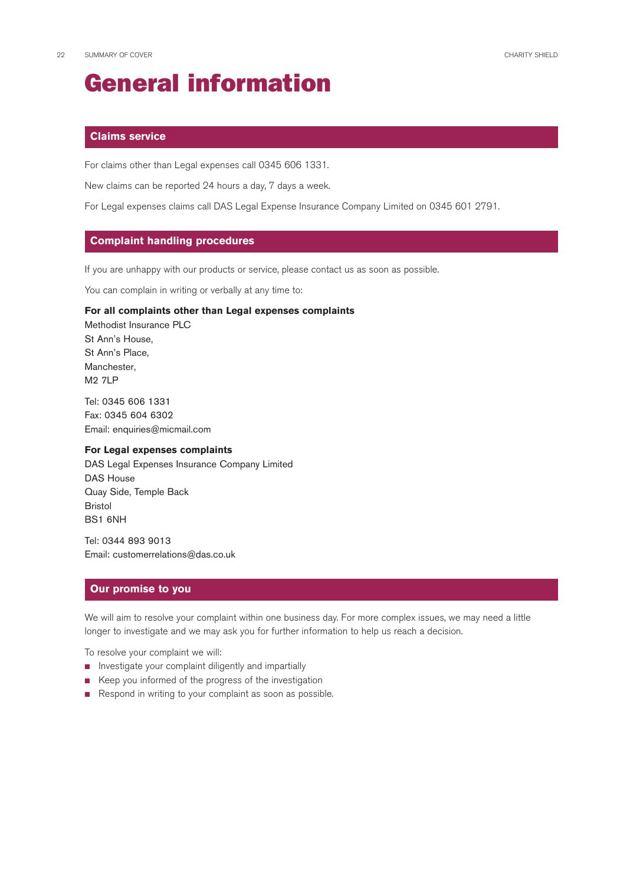# General information

## Claims service

For claims other than Legal expenses call 0345 606 1331.

New claims can be reported 24 hours a day, 7 days a week.

For Legal expenses claims call DAS Legal Expense Insurance Company Limited on 0345 601 2791.

## Complaint handling procedures

If you are unhappy with our products or service, please contact us as soon as possible.

You can complain in writing or verbally at any time to:

**For all complaints other than Legal expenses complaints**
Methodist Insurance PLC
St Ann's House,
St Ann's Place,
Manchester,
M2 7LP

Tel: 0345 606 1331
Fax: 0345 604 6302
Email: enquiries@micmail.com

**For Legal expenses complaints**
DAS Legal Expenses Insurance Company Limited
DAS House
Quay Side, Temple Back
Bristol
BS1 6NH

Tel: 0344 893 9013
Email: customerrelations@das.co.uk

## Our promise to you

We will aim to resolve your complaint within one business day. For more complex issues, we may need a little longer to investigate and we may ask you for further information to help us reach a decision.

To resolve your complaint we will:

- Investigate your complaint diligently and impartially
- Keep you informed of the progress of the investigation
- Respond in writing to your complaint as soon as possible.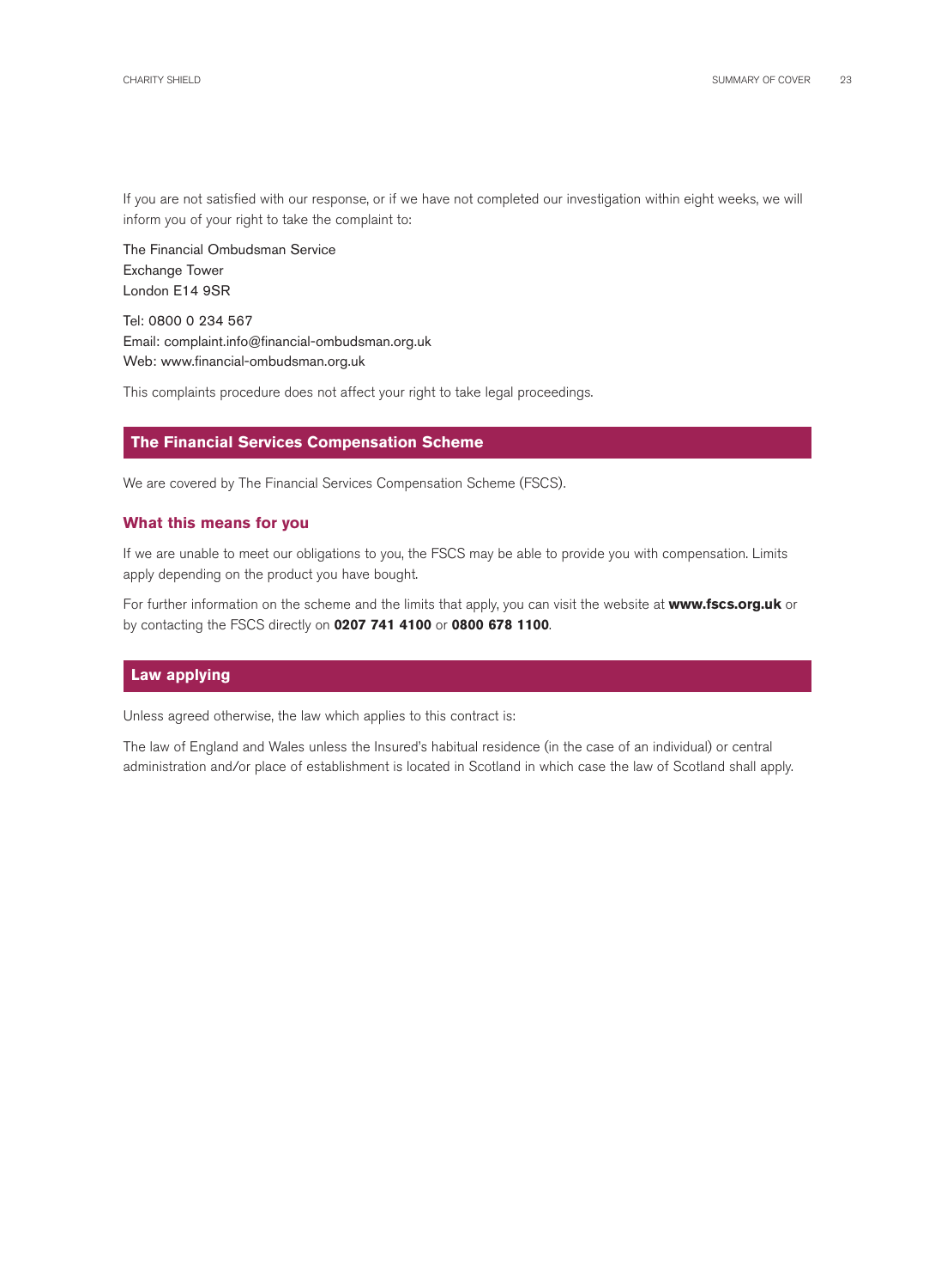If you are not satisfied with our response, or if we have not completed our investigation within eight weeks, we will inform you of your right to take the complaint to:

The Financial Ombudsman Service
Exchange Tower
London E14 9SR

Tel: 0800 0 234 567
Email: complaint.info@financial-ombudsman.org.uk
Web: www.financial-ombudsman.org.uk

This complaints procedure does not affect your right to take legal proceedings.

## The Financial Services Compensation Scheme

We are covered by The Financial Services Compensation Scheme (FSCS).

### What this means for you

If we are unable to meet our obligations to you, the FSCS may be able to provide you with compensation. Limits apply depending on the product you have bought.

For further information on the scheme and the limits that apply, you can visit the website at **www.fscs.org.uk** or by contacting the FSCS directly on **0207 741 4100** or **0800 678 1100**.

## Law applying

Unless agreed otherwise, the law which applies to this contract is:

The law of England and Wales unless the Insured's habitual residence (in the case of an individual) or central administration and/or place of establishment is located in Scotland in which case the law of Scotland shall apply.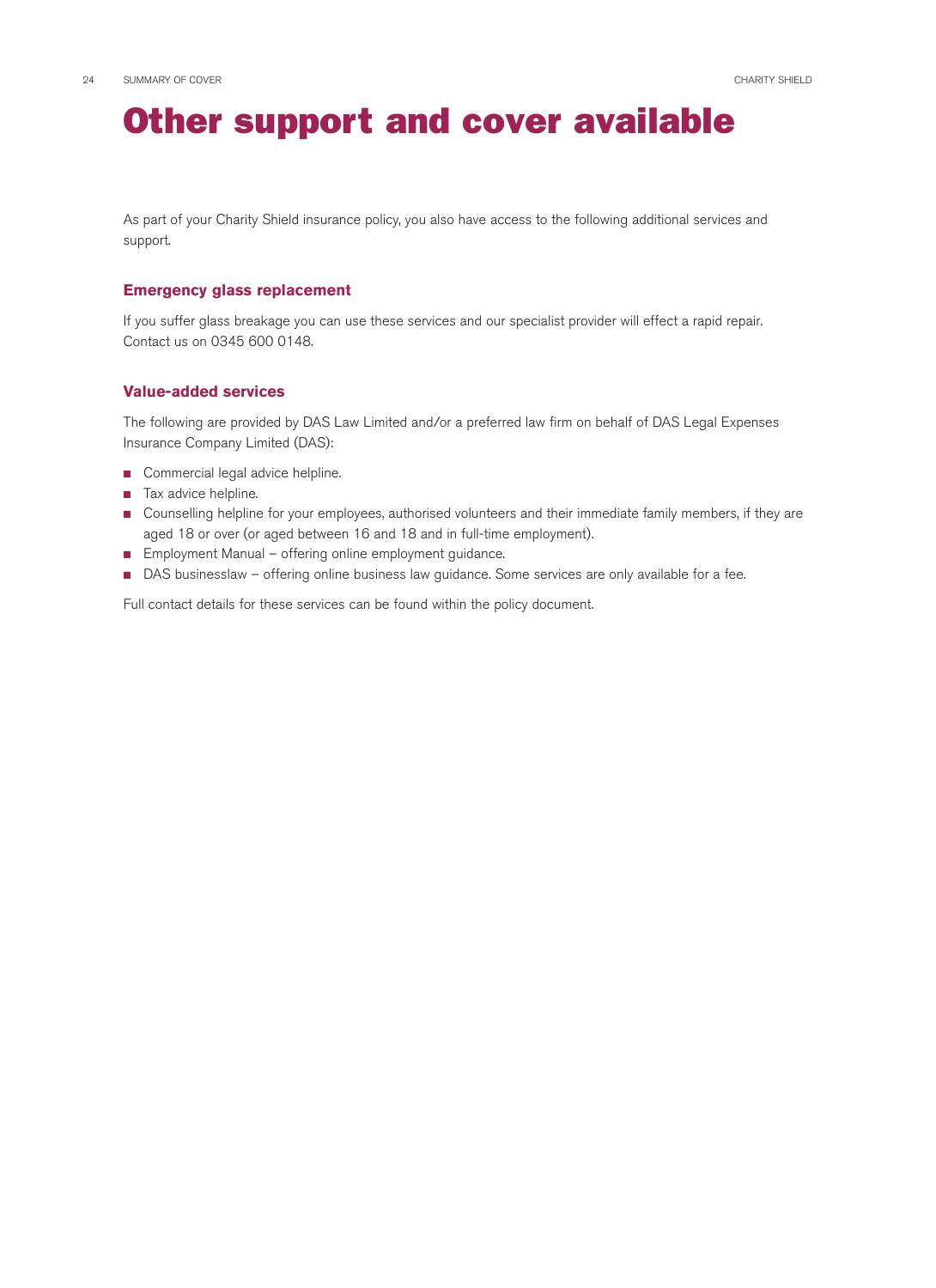# Other support and cover available

As part of your Charity Shield insurance policy, you also have access to the following additional services and support.

## Emergency glass replacement

If you suffer glass breakage you can use these services and our specialist provider will effect a rapid repair. Contact us on 0345 600 0148.

## Value-added services

The following are provided by DAS Law Limited and/or a preferred law firm on behalf of DAS Legal Expenses Insurance Company Limited (DAS):

- Commercial legal advice helpline.
- Tax advice helpline.
- Counselling helpline for your employees, authorised volunteers and their immediate family members, if they are aged 18 or over (or aged between 16 and 18 and in full-time employment).
- Employment Manual – offering online employment guidance.
- DAS businesslaw – offering online business law guidance. Some services are only available for a fee.

Full contact details for these services can be found within the policy document.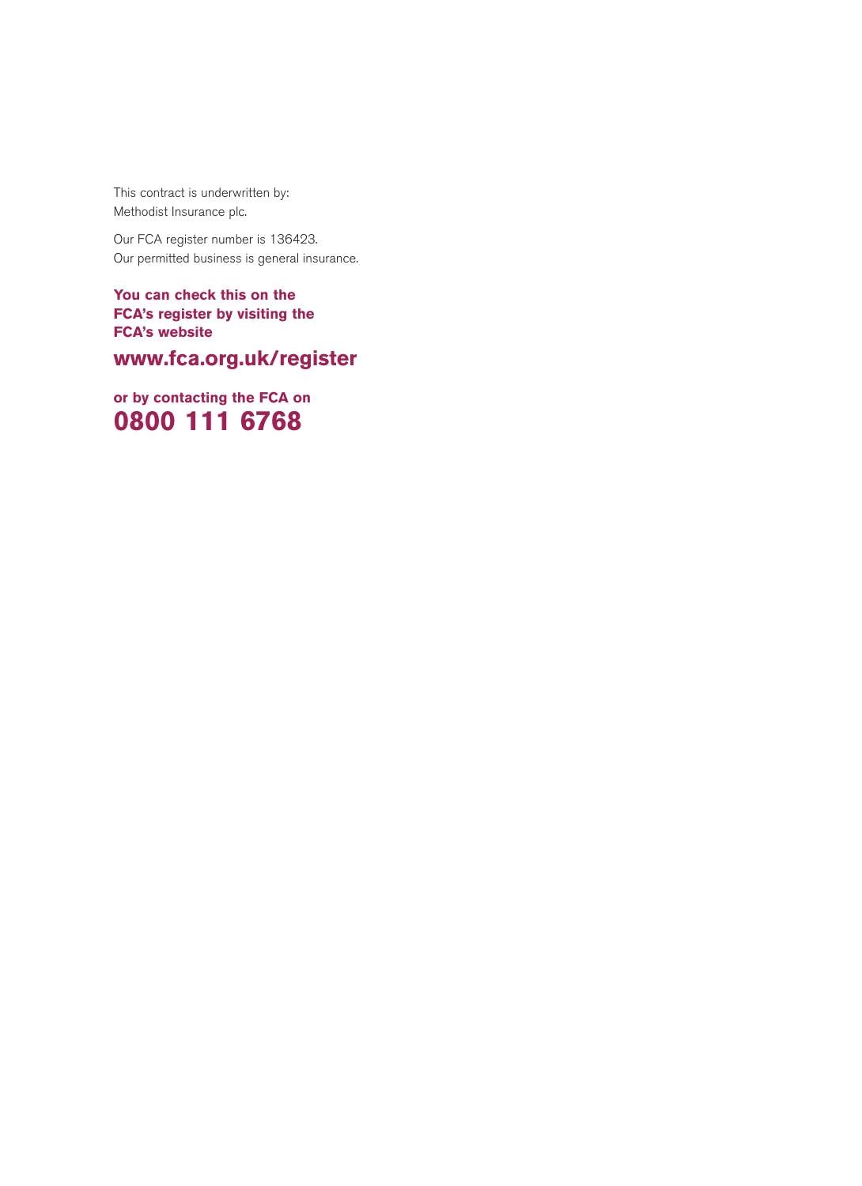This contract is underwritten by:
Methodist Insurance plc.

Our FCA register number is 136423.
Our permitted business is general insurance.

**You can check this on the FCA's register by visiting the FCA's website**

**www.fca.org.uk/register**

**or by contacting the FCA on**
**0800 111 6768**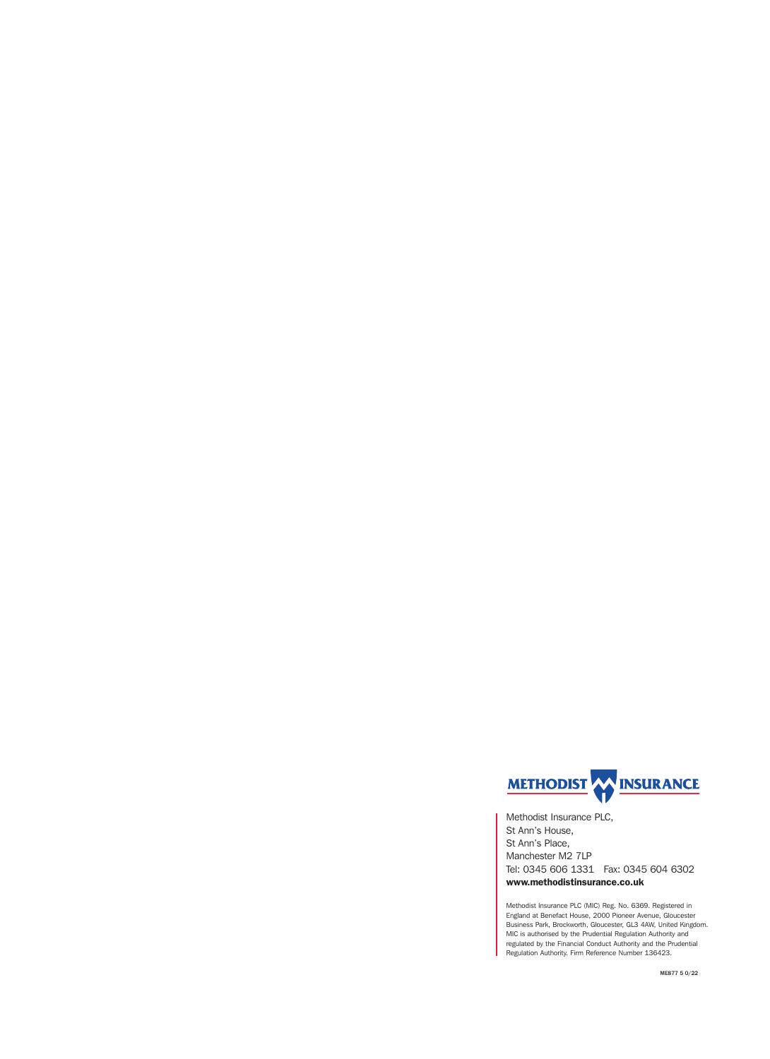METHODIST INSURANCE

Methodist Insurance PLC,
St Ann's House,
St Ann's Place,
Manchester M2 7LP
Tel: 0345 606 1331 Fax: 0345 604 6302
**www.methodistinsurance.co.uk**

Methodist Insurance PLC (MIC) Reg. No. 6369. Registered in England at Benefact House, 2000 Pioneer Avenue, Gloucester Business Park, Brockworth, Gloucester, GL3 4AW, United Kingdom. MIC is authorised by the Prudential Regulation Authority and regulated by the Financial Conduct Authority and the Prudential Regulation Authority. Firm Reference Number 136423.

ME877 5 0/22